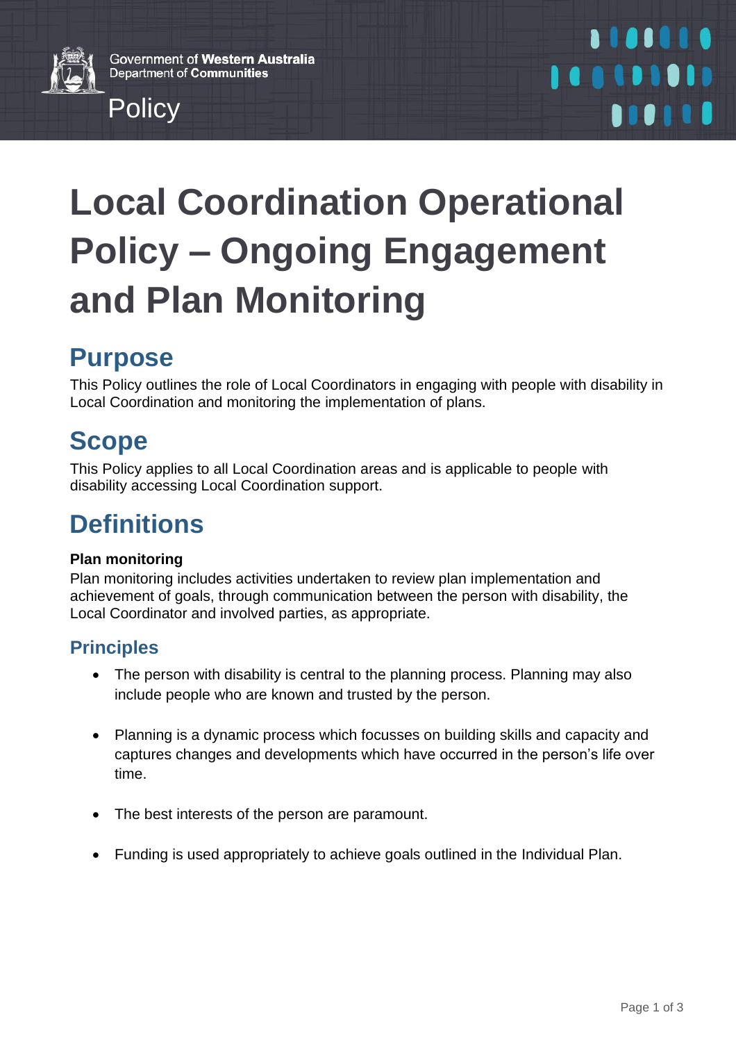Government of **Western Australia**
Department of **Communities**

Policy

# Local Coordination Operational Policy – Ongoing Engagement and Plan Monitoring

## Purpose

This Policy outlines the role of Local Coordinators in engaging with people with disability in Local Coordination and monitoring the implementation of plans.

## Scope

This Policy applies to all Local Coordination areas and is applicable to people with disability accessing Local Coordination support.

## Definitions

**Plan monitoring**
Plan monitoring includes activities undertaken to review plan implementation and achievement of goals, through communication between the person with disability, the Local Coordinator and involved parties, as appropriate.

### Principles

- The person with disability is central to the planning process. Planning may also include people who are known and trusted by the person.
- Planning is a dynamic process which focusses on building skills and capacity and captures changes and developments which have occurred in the person's life over time.
- The best interests of the person are paramount.
- Funding is used appropriately to achieve goals outlined in the Individual Plan.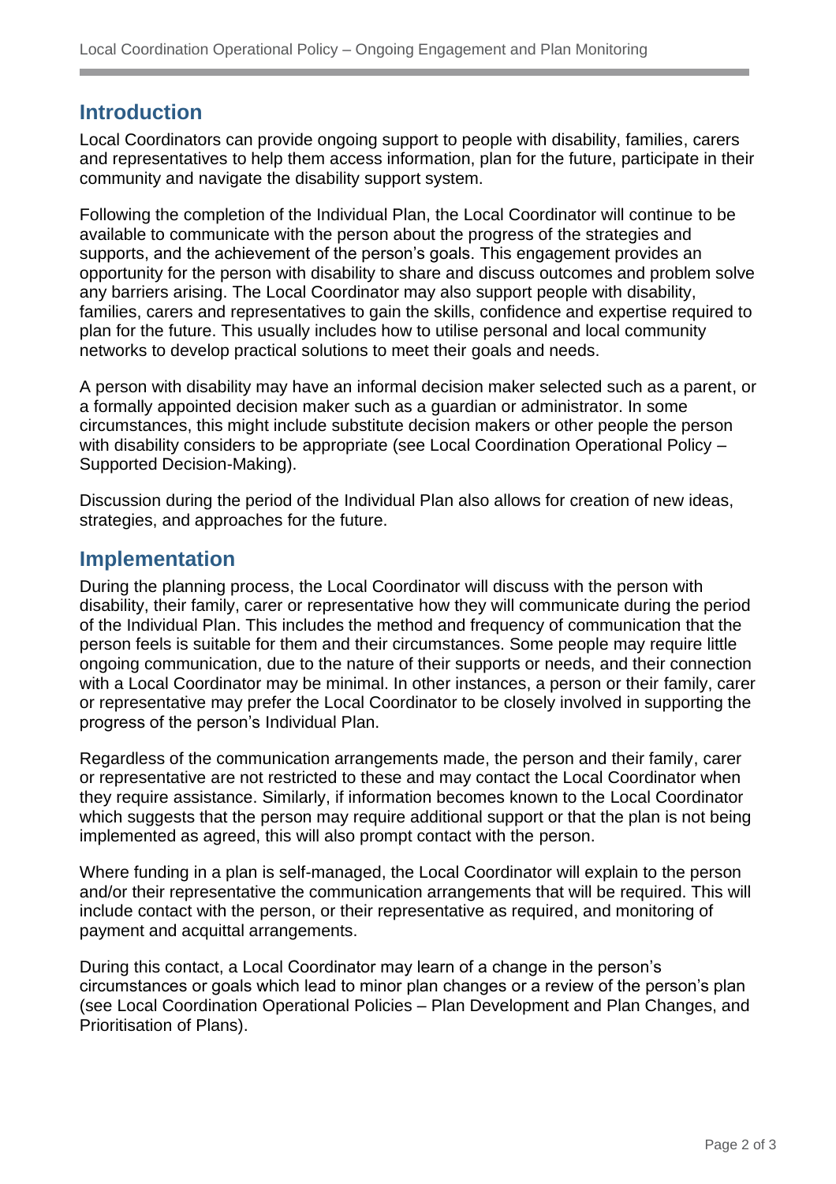## Introduction

Local Coordinators can provide ongoing support to people with disability, families, carers and representatives to help them access information, plan for the future, participate in their community and navigate the disability support system.

Following the completion of the Individual Plan, the Local Coordinator will continue to be available to communicate with the person about the progress of the strategies and supports, and the achievement of the person's goals. This engagement provides an opportunity for the person with disability to share and discuss outcomes and problem solve any barriers arising. The Local Coordinator may also support people with disability, families, carers and representatives to gain the skills, confidence and expertise required to plan for the future. This usually includes how to utilise personal and local community networks to develop practical solutions to meet their goals and needs.

A person with disability may have an informal decision maker selected such as a parent, or a formally appointed decision maker such as a guardian or administrator. In some circumstances, this might include substitute decision makers or other people the person with disability considers to be appropriate (see Local Coordination Operational Policy – Supported Decision-Making).

Discussion during the period of the Individual Plan also allows for creation of new ideas, strategies, and approaches for the future.

## Implementation

During the planning process, the Local Coordinator will discuss with the person with disability, their family, carer or representative how they will communicate during the period of the Individual Plan. This includes the method and frequency of communication that the person feels is suitable for them and their circumstances. Some people may require little ongoing communication, due to the nature of their supports or needs, and their connection with a Local Coordinator may be minimal. In other instances, a person or their family, carer or representative may prefer the Local Coordinator to be closely involved in supporting the progress of the person's Individual Plan.

Regardless of the communication arrangements made, the person and their family, carer or representative are not restricted to these and may contact the Local Coordinator when they require assistance. Similarly, if information becomes known to the Local Coordinator which suggests that the person may require additional support or that the plan is not being implemented as agreed, this will also prompt contact with the person.

Where funding in a plan is self-managed, the Local Coordinator will explain to the person and/or their representative the communication arrangements that will be required. This will include contact with the person, or their representative as required, and monitoring of payment and acquittal arrangements.

During this contact, a Local Coordinator may learn of a change in the person's circumstances or goals which lead to minor plan changes or a review of the person's plan (see Local Coordination Operational Policies – Plan Development and Plan Changes, and Prioritisation of Plans).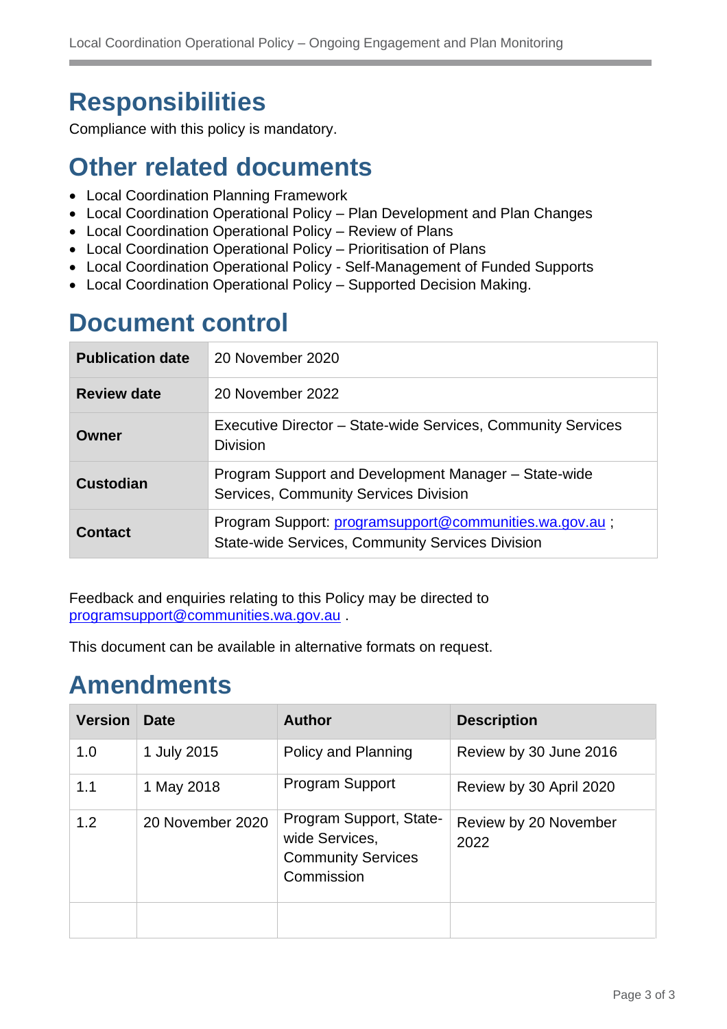# Responsibilities

Compliance with this policy is mandatory.

# Other related documents

- Local Coordination Planning Framework
- Local Coordination Operational Policy – Plan Development and Plan Changes
- Local Coordination Operational Policy – Review of Plans
- Local Coordination Operational Policy – Prioritisation of Plans
- Local Coordination Operational Policy - Self-Management of Funded Supports
- Local Coordination Operational Policy – Supported Decision Making.

# Document control

| | |
|---|---|
| **Publication date** | 20 November 2020 |
| **Review date** | 20 November 2022 |
| **Owner** | Executive Director – State-wide Services, Community Services Division |
| **Custodian** | Program Support and Development Manager – State-wide Services, Community Services Division |
| **Contact** | Program Support: programsupport@communities.wa.gov.au ; State-wide Services, Community Services Division |

Feedback and enquiries relating to this Policy may be directed to programsupport@communities.wa.gov.au .

This document can be available in alternative formats on request.

# Amendments

| Version | Date | Author | Description |
|---|---|---|---|
| 1.0 | 1 July 2015 | Policy and Planning | Review by 30 June 2016 |
| 1.1 | 1 May 2018 | Program Support | Review by 30 April 2020 |
| 1.2 | 20 November 2020 | Program Support, State-wide Services, Community Services Commission | Review by 20 November 2022 |
| | | | |